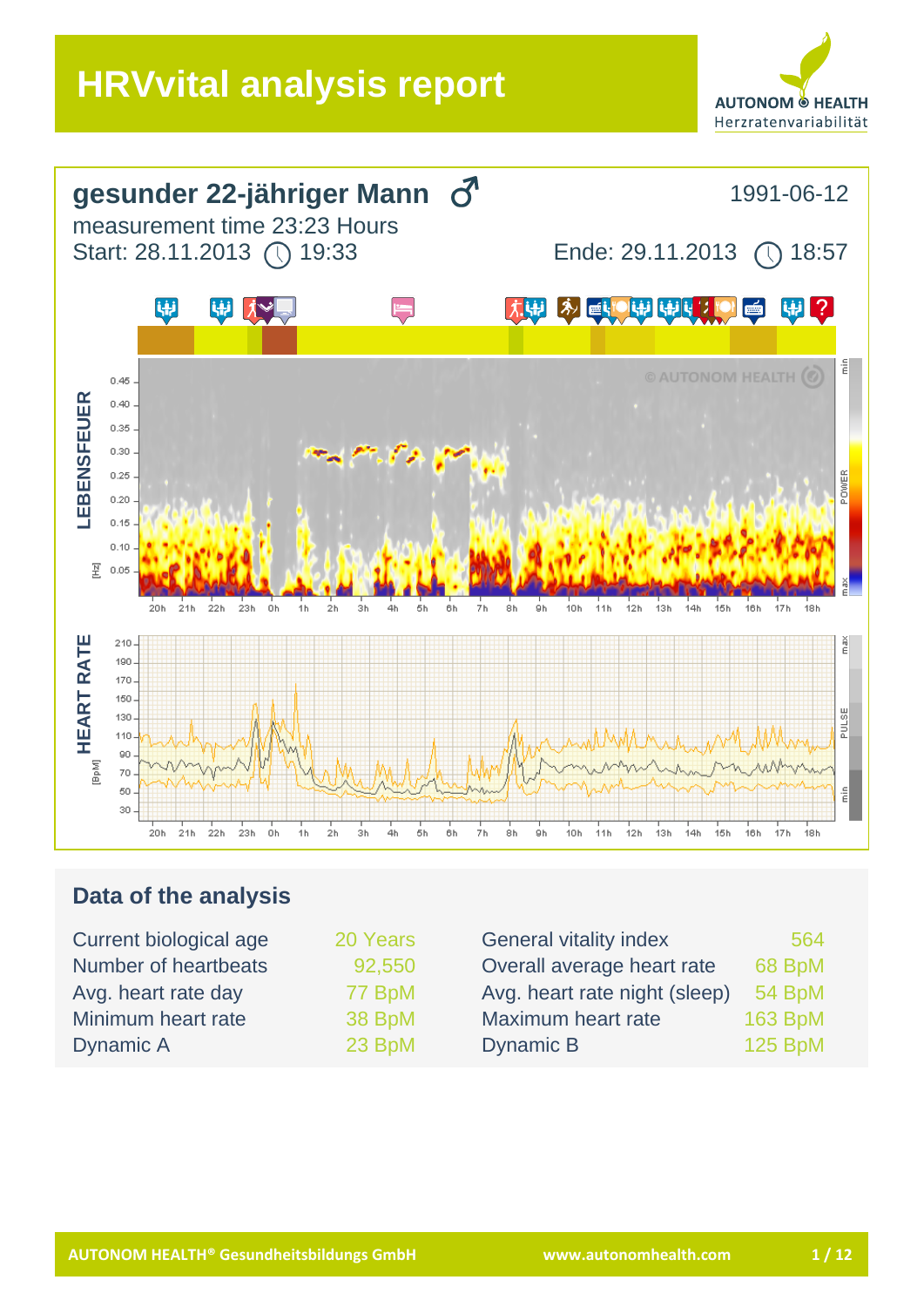# HRVvital analysis report

AUTONOM HEALTH
Herzratenvariabilität

## gesunder 22-jähriger Mann ♂

1991-06-12

measurement time 23:23 Hours

Start: 28.11.2013 19:33

Ende: 29.11.2013 18:57

LEBENSFEUER

HEART RATE

## Data of the analysis

| | | | |
|---|---|---|---|
| Current biological age | 20 Years | General vitality index | 564 |
| Number of heartbeats | 92,550 | Overall average heart rate | 68 BpM |
| Avg. heart rate day | 77 BpM | Avg. heart rate night (sleep) | 54 BpM |
| Minimum heart rate | 38 BpM | Maximum heart rate | 163 BpM |
| Dynamic A | 23 BpM | Dynamic B | 125 BpM |

AUTONOM HEALTH® Gesundheitsbildungs GmbH www.autonomhealth.com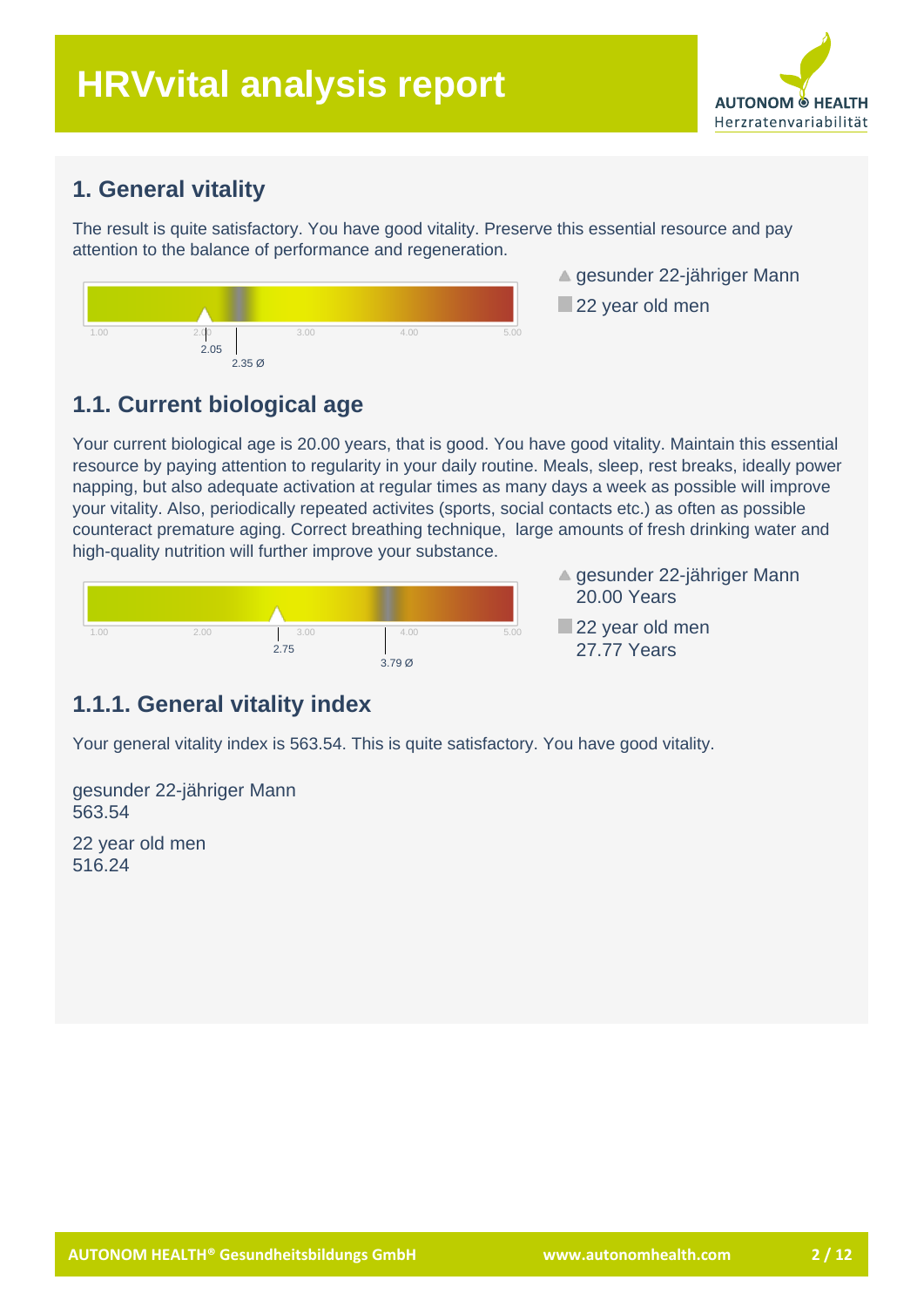# HRVvital analysis report

## 1. General vitality

The result is quite satisfactory. You have good vitality. Preserve this essential resource and pay attention to the balance of performance and regeneration.

1.00 2.00 3.00 4.00 5.00

2.05

2.35 Ø

▲ gesunder 22-jähriger Mann

■ 22 year old men

## 1.1. Current biological age

Your current biological age is 20.00 years, that is good. You have good vitality. Maintain this essential resource by paying attention to regularity in your daily routine. Meals, sleep, rest breaks, ideally power napping, but also adequate activation at regular times as many days a week as possible will improve your vitality. Also, periodically repeated activites (sports, social contacts etc.) as often as possible counteract premature aging. Correct breathing technique,  large amounts of fresh drinking water and high-quality nutrition will further improve your substance.

1.00 2.00 3.00 4.00 5.00

2.75

3.79 Ø

▲ gesunder 22-jähriger Mann
20.00 Years

■ 22 year old men
27.77 Years

### 1.1.1. General vitality index

Your general vitality index is 563.54. This is quite satisfactory. You have good vitality.

gesunder 22-jähriger Mann
563.54

22 year old men
516.24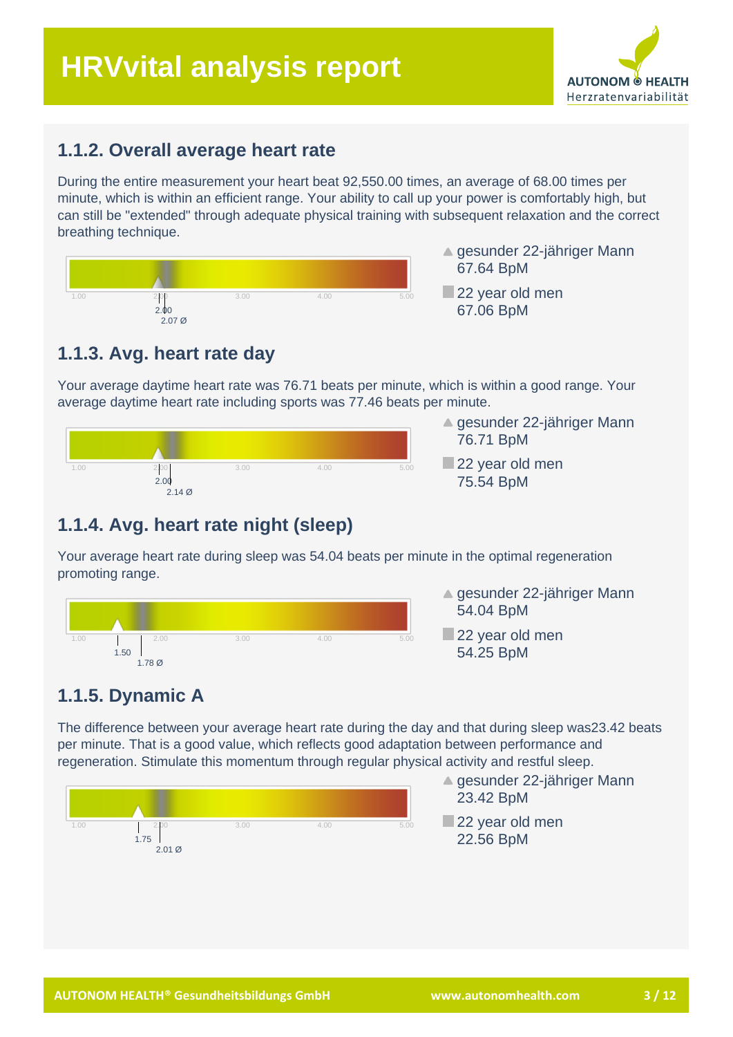# HRVvital analysis report

## 1.1.2. Overall average heart rate

During the entire measurement your heart beat 92,550.00 times, an average of 68.00 times per minute, which is within an efficient range. Your ability to call up your power is comfortably high, but can still be "extended" through adequate physical training with subsequent relaxation and the correct breathing technique.

1.00 2.00 3.00 4.00 5.00

2.00
2.07 Ø

▲ gesunder 22-jähriger Mann
67.64 BpM

■ 22 year old men
67.06 BpM

## 1.1.3. Avg. heart rate day

Your average daytime heart rate was 76.71 beats per minute, which is within a good range. Your average daytime heart rate including sports was 77.46 beats per minute.

1.00 2.00 3.00 4.00 5.00

2.00
2.14 Ø

▲ gesunder 22-jähriger Mann
76.71 BpM

■ 22 year old men
75.54 BpM

## 1.1.4. Avg. heart rate night (sleep)

Your average heart rate during sleep was 54.04 beats per minute in the optimal regeneration promoting range.

1.00 2.00 3.00 4.00 5.00

1.50
1.78 Ø

▲ gesunder 22-jähriger Mann
54.04 BpM

■ 22 year old men
54.25 BpM

## 1.1.5. Dynamic A

The difference between your average heart rate during the day and that during sleep was23.42 beats per minute. That is a good value, which reflects good adaptation between performance and regeneration. Stimulate this momentum through regular physical activity and restful sleep.

1.00 2.00 3.00 4.00 5.00

1.75
2.01 Ø

▲ gesunder 22-jähriger Mann
23.42 BpM

■ 22 year old men
22.56 BpM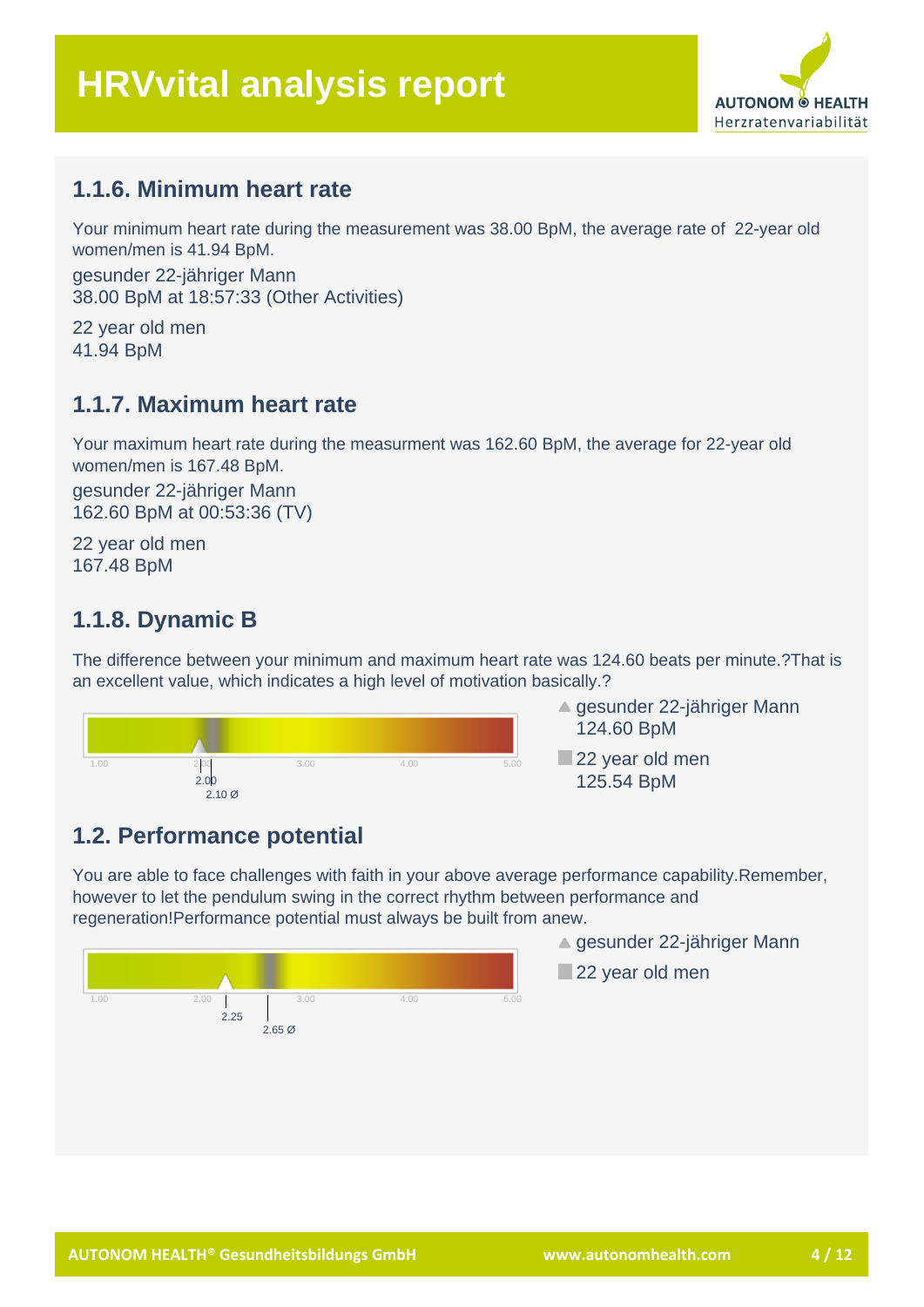### 1.1.6. Minimum heart rate

Your minimum heart rate during the measurement was 38.00 BpM, the average rate of 22-year old women/men is 41.94 BpM.

gesunder 22-jähriger Mann
38.00 BpM at 18:57:33 (Other Activities)

22 year old men
41.94 BpM

### 1.1.7. Maximum heart rate

Your maximum heart rate during the measurment was 162.60 BpM, the average for 22-year old women/men is 167.48 BpM.

gesunder 22-jähriger Mann
162.60 BpM at 00:53:36 (TV)

22 year old men
167.48 BpM

### 1.1.8. Dynamic B

The difference between your minimum and maximum heart rate was 124.60 beats per minute.?That is an excellent value, which indicates a high level of motivation basically.?

1.00 2.00 3.00 4.00 5.00

2.00

2.10 Ø

▲ gesunder 22-jähriger Mann
124.60 BpM

■ 22 year old men
125.54 BpM

## 1.2. Performance potential

You are able to face challenges with faith in your above average performance capability.Remember, however to let the pendulum swing in the correct rhythm between performance and regeneration!Performance potential must always be built from anew.

1.00 2.00 3.00 4.00 5.00

2.25

2.65 Ø

▲ gesunder 22-jähriger Mann

■ 22 year old men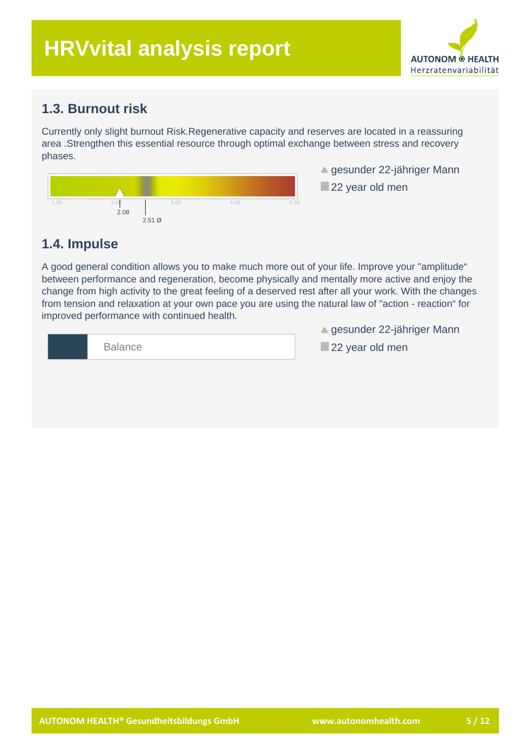## 1.3. Burnout risk

Currently only slight burnout Risk.Regenerative capacity and reserves are located in a reassuring area .Strengthen this essential resource through optimal exchange between stress and recovery phases.

1.00 2.00 3.00 4.00 5.00

2.08

2.51 Ø

▲ gesunder 22-jähriger Mann

■ 22 year old men

## 1.4. Impulse

A good general condition allows you to make much more out of your life. Improve your "amplitude“ between performance and regeneration, become physically and mentally more active and enjoy the change from high activity to the great feeling of a deserved rest after all your work. With the changes from tension and relaxation at your own pace you are using the natural law of "action - reaction“ for improved performance with continued health.

Balance

▲ gesunder 22-jähriger Mann

■ 22 year old men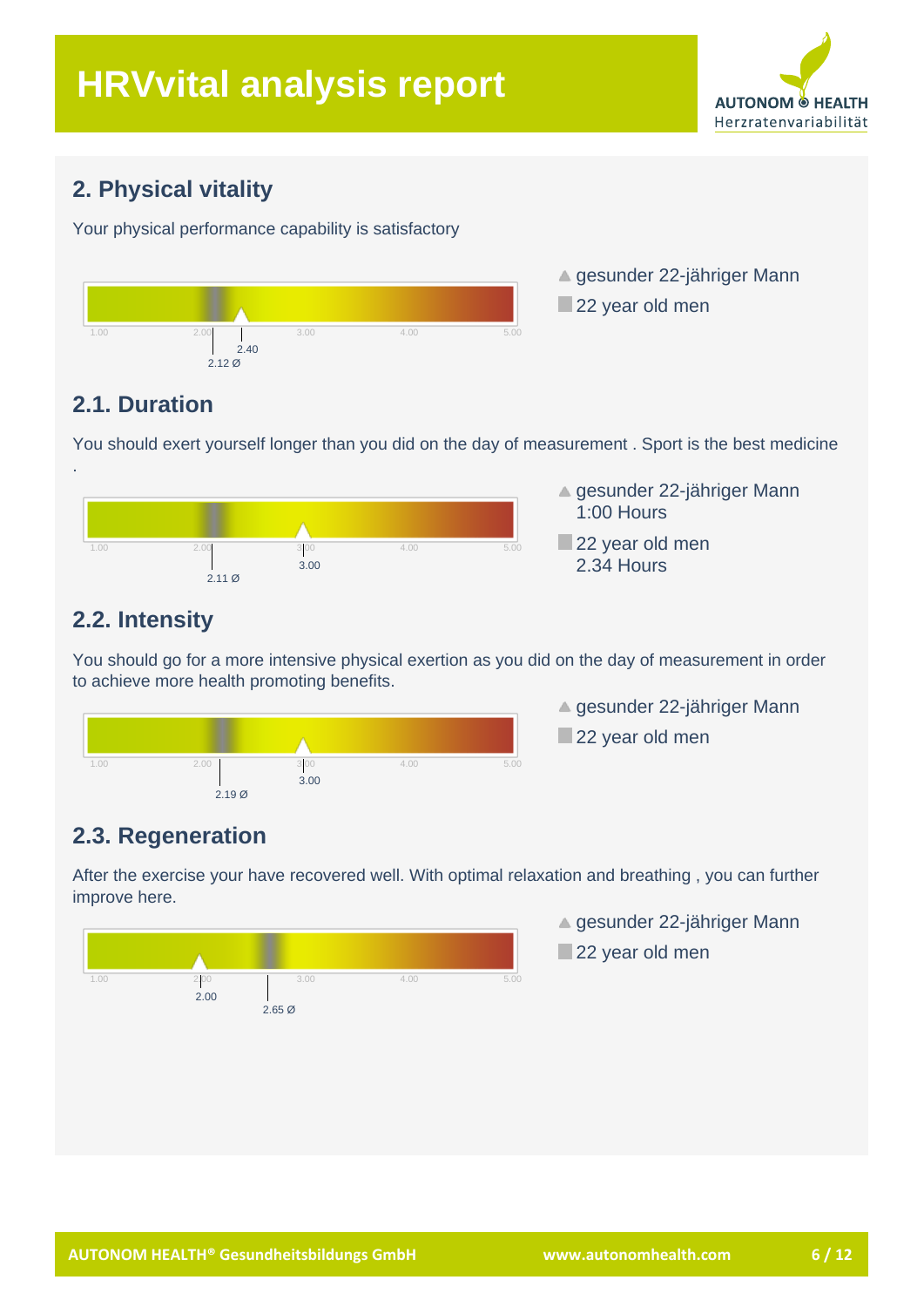# HRVvital analysis report

## 2. Physical vitality

Your physical performance capability is satisfactory

1.00 2.00 3.00 4.00 5.00

2.40

2.12 Ø

▲ gesunder 22-jähriger Mann

■ 22 year old men

### 2.1. Duration

You should exert yourself longer than you did on the day of measurement . Sport is the best medicine .

1.00 2.00 3.00 4.00 5.00

3.00

2.11 Ø

▲ gesunder 22-jähriger Mann
1:00 Hours

■ 22 year old men
2.34 Hours

### 2.2. Intensity

You should go for a more intensive physical exertion as you did on the day of measurement in order to achieve more health promoting benefits.

1.00 2.00 3.00 4.00 5.00

3.00

2.19 Ø

▲ gesunder 22-jähriger Mann

■ 22 year old men

### 2.3. Regeneration

After the exercise your have recovered well. With optimal relaxation and breathing , you can further improve here.

1.00 2.00 3.00 4.00 5.00

2.00

2.65 Ø

▲ gesunder 22-jähriger Mann

■ 22 year old men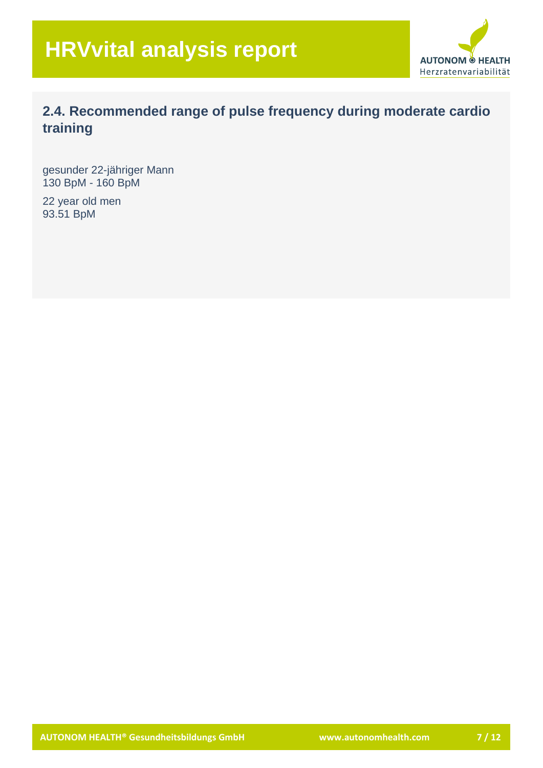# HRVvital analysis report

## 2.4. Recommended range of pulse frequency during moderate cardio training

gesunder 22-jähriger Mann
130 BpM - 160 BpM

22 year old men
93.51 BpM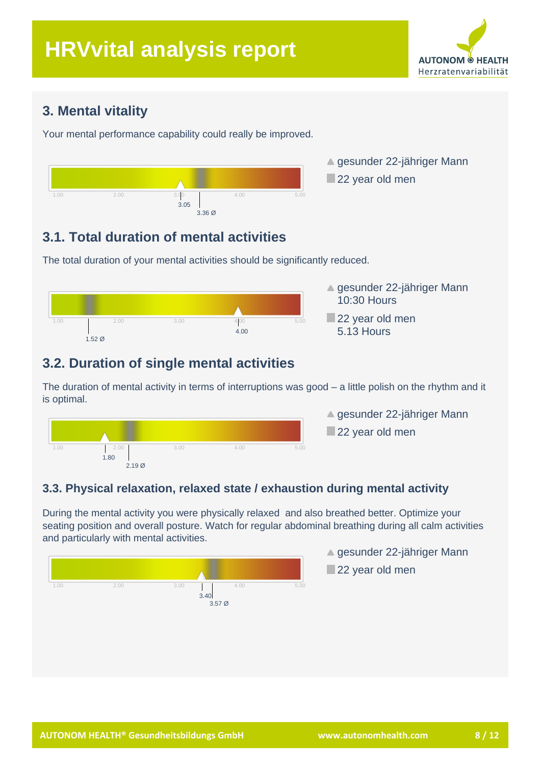# HRVvital analysis report

## 3. Mental vitality

Your mental performance capability could really be improved.

1.00 2.00 3.00 4.00 5.00

3.05

3.36 Ø

▲ gesunder 22-jähriger Mann

■ 22 year old men

## 3.1. Total duration of mental activities

The total duration of your mental activities should be significantly reduced.

1.00 2.00 3.00 4.00 5.00

1.52 Ø

4.00

▲ gesunder 22-jähriger Mann
10:30 Hours

■ 22 year old men
5.13 Hours

## 3.2. Duration of single mental activities

The duration of mental activity in terms of interruptions was good – a little polish on the rhythm and it is optimal.

1.00 2.00 3.00 4.00 5.00

1.80

2.19 Ø

▲ gesunder 22-jähriger Mann

■ 22 year old men

### 3.3. Physical relaxation, relaxed state / exhaustion during mental activity

During the mental activity you were physically relaxed  and also breathed better. Optimize your seating position and overall posture. Watch for regular abdominal breathing during all calm activities and particularly with mental activities.

1.00 2.00 3.00 4.00 5.00

3.40

3.57 Ø

▲ gesunder 22-jähriger Mann

■ 22 year old men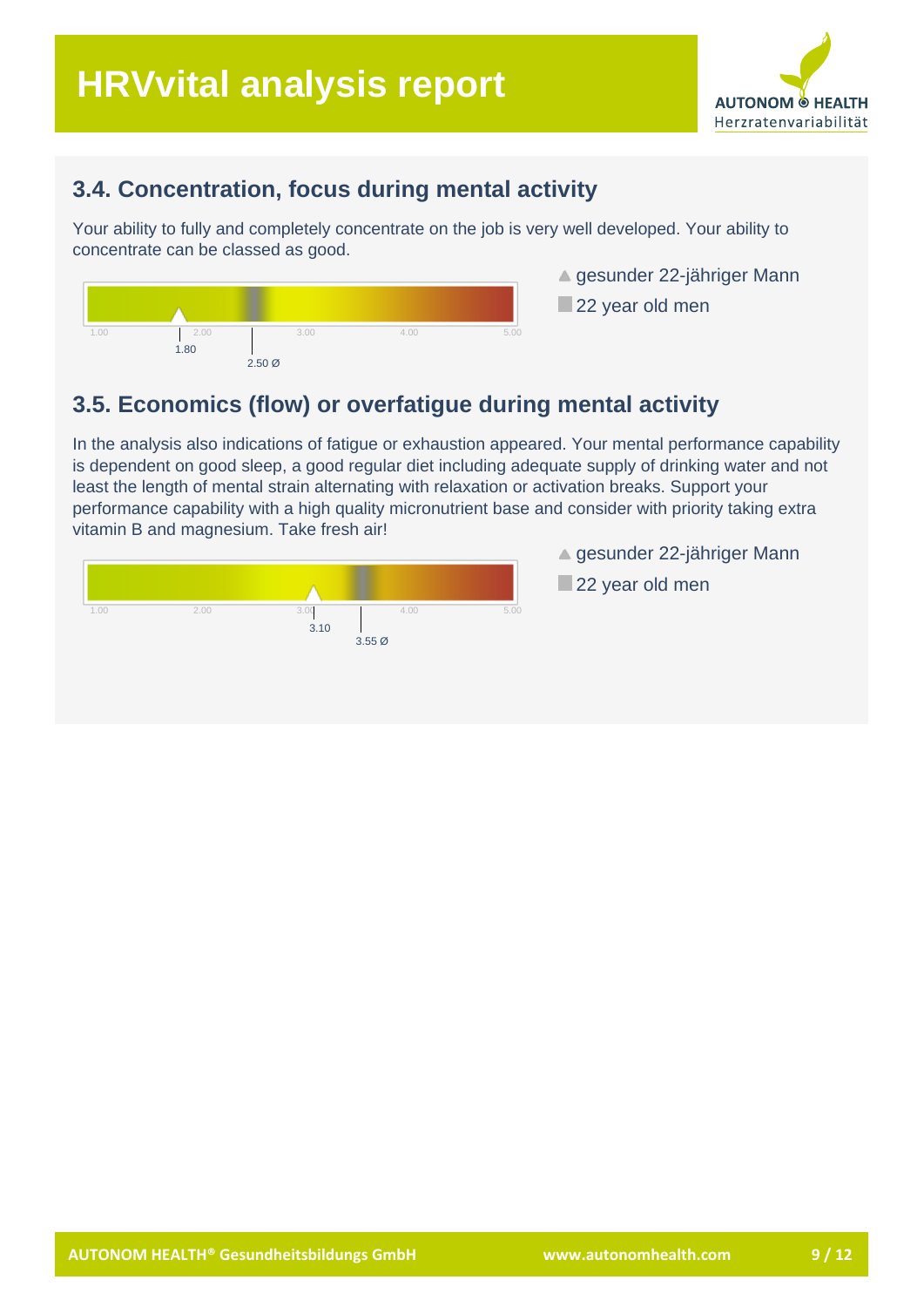## 3.4. Concentration, focus during mental activity

Your ability to fully and completely concentrate on the job is very well developed. Your ability to concentrate can be classed as good.

1.00 | 2.00 | 3.00 | 4.00 | 5.00

1.80

2.50 Ø

▲ gesunder 22-jähriger Mann

■ 22 year old men

## 3.5. Economics (flow) or overfatigue during mental activity

In the analysis also indications of fatigue or exhaustion appeared. Your mental performance capability is dependent on good sleep, a good regular diet including adequate supply of drinking water and not least the length of mental strain alternating with relaxation or activation breaks. Support your performance capability with a high quality micronutrient base and consider with priority taking extra vitamin B and magnesium. Take fresh air!

1.00 | 2.00 | 3.00 | 4.00 | 5.00

3.10

3.55 Ø

▲ gesunder 22-jähriger Mann

■ 22 year old men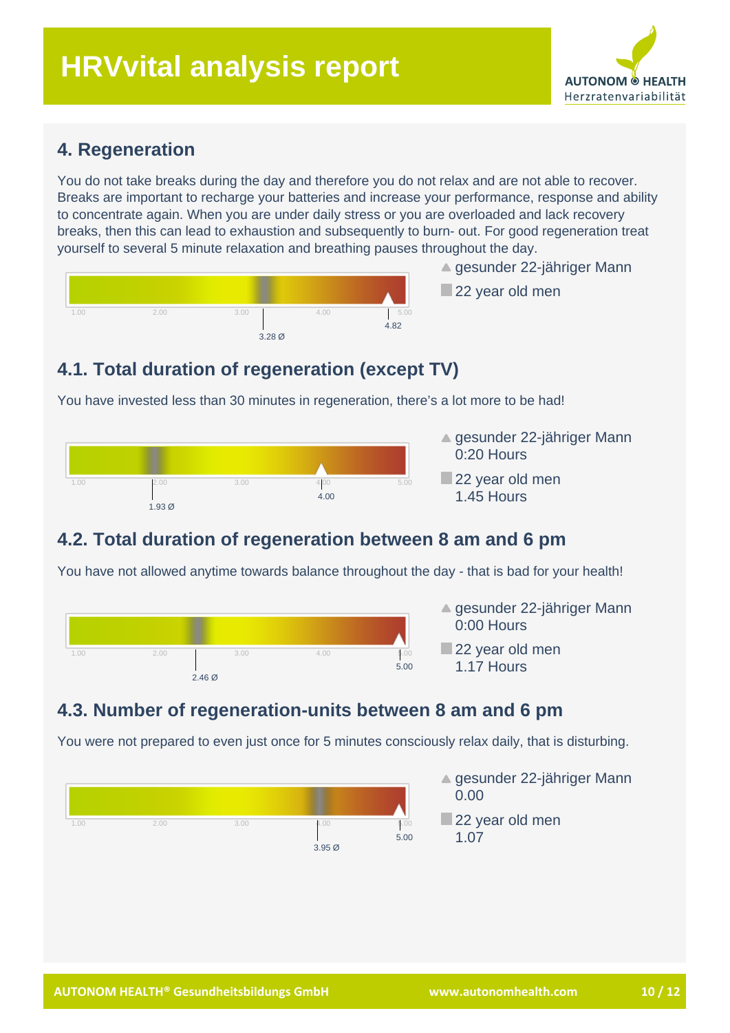## 4. Regeneration

You do not take breaks during the day and therefore you do not relax and are not able to recover. Breaks are important to recharge your batteries and increase your performance, response and ability to concentrate again. When you are under daily stress or you are overloaded and lack recovery breaks, then this can lead to exhaustion and subsequently to burn- out. For good regeneration treat yourself to several 5 minute relaxation and breathing pauses throughout the day.

1.00 2.00 3.00 4.00 5.00

3.28 Ø    4.82

▲ gesunder 22-jähriger Mann

■ 22 year old men

## 4.1. Total duration of regeneration (except TV)

You have invested less than 30 minutes in regeneration, there's a lot more to be had!

1.00 2.00 3.00 4.00 5.00

1.93 Ø    4.00

▲ gesunder 22-jähriger Mann
0:20 Hours

■ 22 year old men
1.45 Hours

## 4.2. Total duration of regeneration between 8 am and 6 pm

You have not allowed anytime towards balance throughout the day - that is bad for your health!

1.00 2.00 3.00 4.00 5.00

2.46 Ø    5.00

▲ gesunder 22-jähriger Mann
0:00 Hours

■ 22 year old men
1.17 Hours

## 4.3. Number of regeneration-units between 8 am and 6 pm

You were not prepared to even just once for 5 minutes consciously relax daily, that is disturbing.

1.00 2.00 3.00 4.00 5.00

3.95 Ø    5.00

▲ gesunder 22-jähriger Mann
0.00

■ 22 year old men
1.07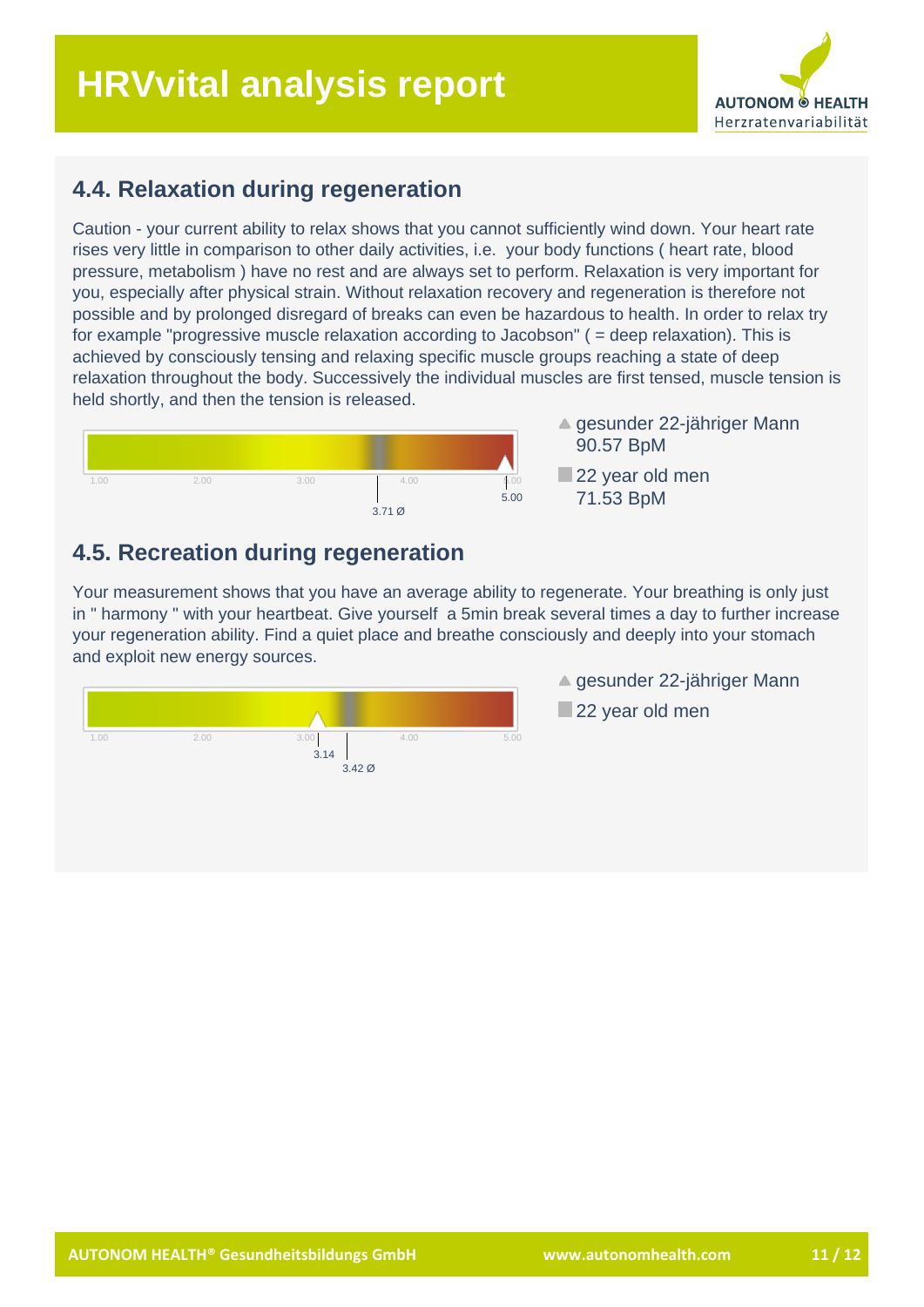## 4.4. Relaxation during regeneration

Caution - your current ability to relax shows that you cannot sufficiently wind down. Your heart rate rises very little in comparison to other daily activities, i.e. your body functions ( heart rate, blood pressure, metabolism ) have no rest and are always set to perform. Relaxation is very important for you, especially after physical strain. Without relaxation recovery and regeneration is therefore not possible and by prolonged disregard of breaks can even be hazardous to health. In order to relax try for example "progressive muscle relaxation according to Jacobson" ( = deep relaxation). This is achieved by consciously tensing and relaxing specific muscle groups reaching a state of deep relaxation throughout the body. Successively the individual muscles are first tensed, muscle tension is held shortly, and then the tension is released.

1.00 2.00 3.00 4.00 5.00

5.00

3.71 Ø

- ▲ gesunder 22-jähriger Mann 90.57 BpM
- ■ 22 year old men 71.53 BpM

## 4.5. Recreation during regeneration

Your measurement shows that you have an average ability to regenerate. Your breathing is only just in " harmony " with your heartbeat. Give yourself a 5min break several times a day to further increase your regeneration ability. Find a quiet place and breathe consciously and deeply into your stomach and exploit new energy sources.

1.00 2.00 3.00 4.00 5.00

3.14

3.42 Ø

- ▲ gesunder 22-jähriger Mann
- ■ 22 year old men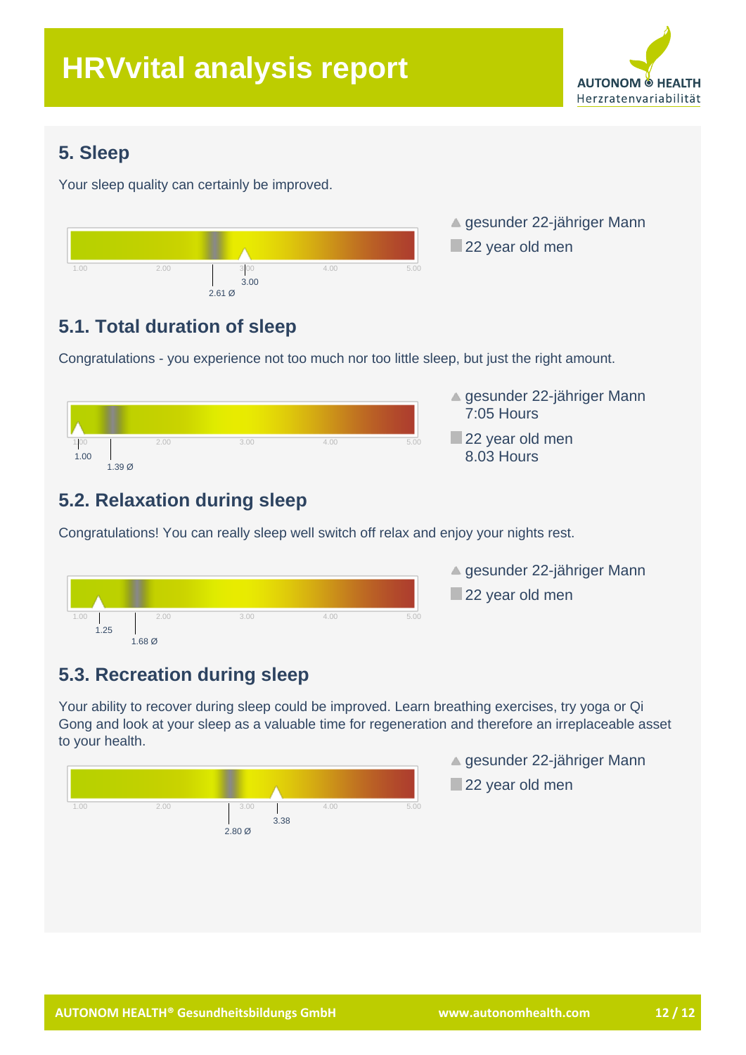# HRVvital analysis report

## 5. Sleep

Your sleep quality can certainly be improved.

1.00 2.00 3.00 4.00 5.00

3.00

2.61 Ø

▲ gesunder 22-jähriger Mann

■ 22 year old men

## 5.1. Total duration of sleep

Congratulations - you experience not too much nor too little sleep, but just the right amount.

1.00 2.00 3.00 4.00 5.00

1.00

1.39 Ø

▲ gesunder 22-jähriger Mann
7:05 Hours

■ 22 year old men
8.03 Hours

## 5.2. Relaxation during sleep

Congratulations! You can really sleep well switch off relax and enjoy your nights rest.

1.00 2.00 3.00 4.00 5.00

1.25

1.68 Ø

▲ gesunder 22-jähriger Mann

■ 22 year old men

## 5.3. Recreation during sleep

Your ability to recover during sleep could be improved. Learn breathing exercises, try yoga or Qi Gong and look at your sleep as a valuable time for regeneration and therefore an irreplaceable asset to your health.

1.00 2.00 3.00 4.00 5.00

3.38

2.80 Ø

▲ gesunder 22-jähriger Mann

■ 22 year old men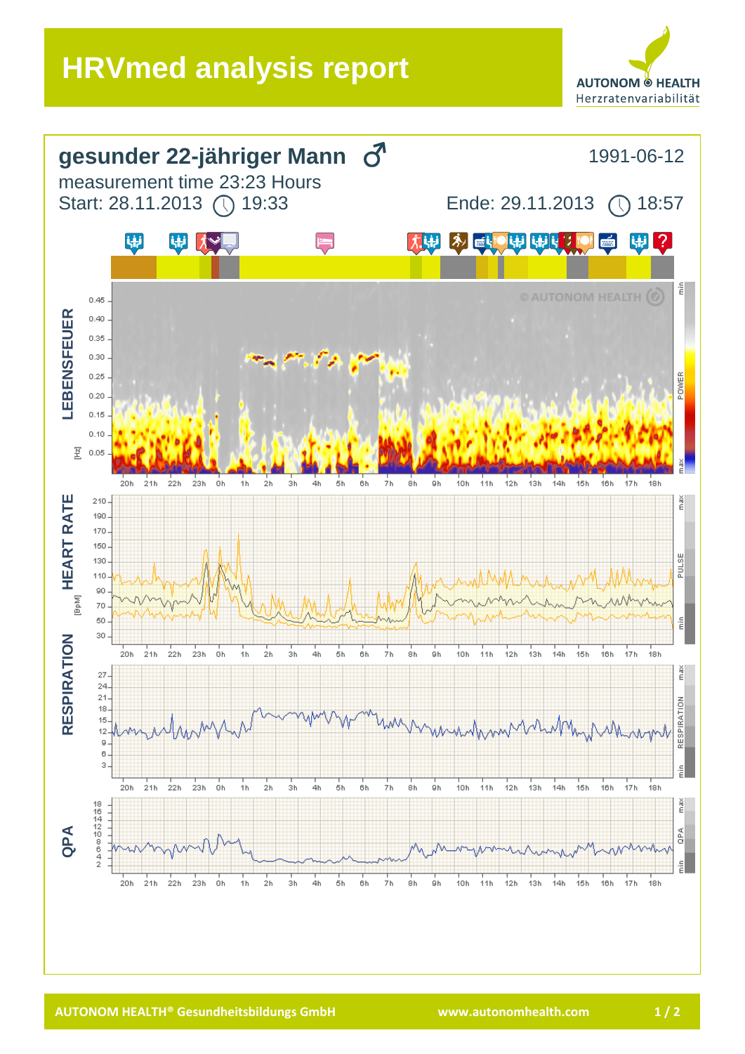# HRVmed analysis report

AUTONOM HEALTH
Herzratenvariabilität

## gesunder 22-jähriger Mann ♂

1991-06-12

measurement time 23:23 Hours

Start: 28.11.2013 19:33

Ende: 29.11.2013 18:57

LEBENSFEUER

[Hz]

0.45, 0.40, 0.35, 0.30, 0.25, 0.20, 0.15, 0.10, 0.05

20h 21h 22h 23h 0h 1h 2h 3h 4h 5h 6h 7h 8h 9h 10h 11h 12h 13h 14h 15h 16h 17h 18h

© AUTONOM HEALTH

min – POWER – max

HEART RATE

[BpM]

210, 190, 170, 150, 130, 110, 90, 70, 50, 30

max – PULSE – min

RESPIRATION

27, 24, 21, 18, 15, 12, 9, 6, 3

max – RESPIRATION – min

QPA

18, 16, 14, 12, 10, 8, 6, 4, 2

max – QPA – min

AUTONOM HEALTH® Gesundheitsbildungs GmbH

www.autonomhealth.com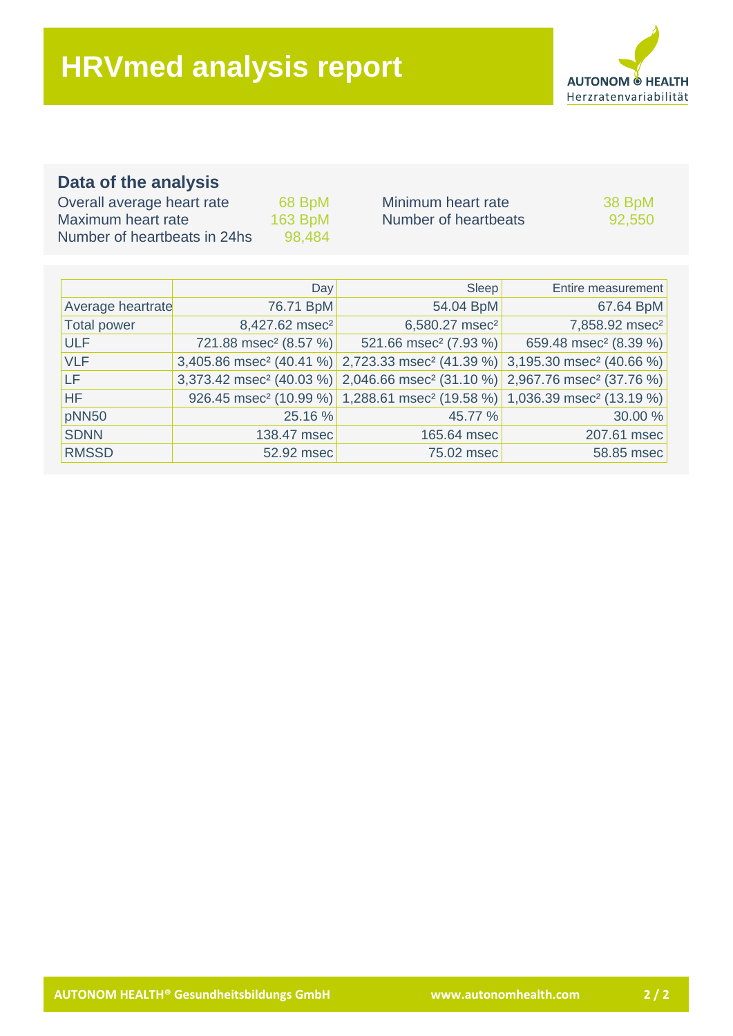# HRVmed analysis report

AUTONOM HEALTH
Herzratenvariabilität

## Data of the analysis

| | | | |
|---|---|---|---|
| Overall average heart rate | 68 BpM | Minimum heart rate | 38 BpM |
| Maximum heart rate | 163 BpM | Number of heartbeats | 92,550 |
| Number of heartbeats in 24hs | 98,484 | | |

| | Day | Sleep | Entire measurement |
|---|---|---|---|
| Average heartrate | 76.71 BpM | 54.04 BpM | 67.64 BpM |
| Total power | 8,427.62 msec² | 6,580.27 msec² | 7,858.92 msec² |
| ULF | 721.88 msec² (8.57 %) | 521.66 msec² (7.93 %) | 659.48 msec² (8.39 %) |
| VLF | 3,405.86 msec² (40.41 %) | 2,723.33 msec² (41.39 %) | 3,195.30 msec² (40.66 %) |
| LF | 3,373.42 msec² (40.03 %) | 2,046.66 msec² (31.10 %) | 2,967.76 msec² (37.76 %) |
| HF | 926.45 msec² (10.99 %) | 1,288.61 msec² (19.58 %) | 1,036.39 msec² (13.19 %) |
| pNN50 | 25.16 % | 45.77 % | 30.00 % |
| SDNN | 138.47 msec | 165.64 msec | 207.61 msec |
| RMSSD | 52.92 msec | 75.02 msec | 58.85 msec |